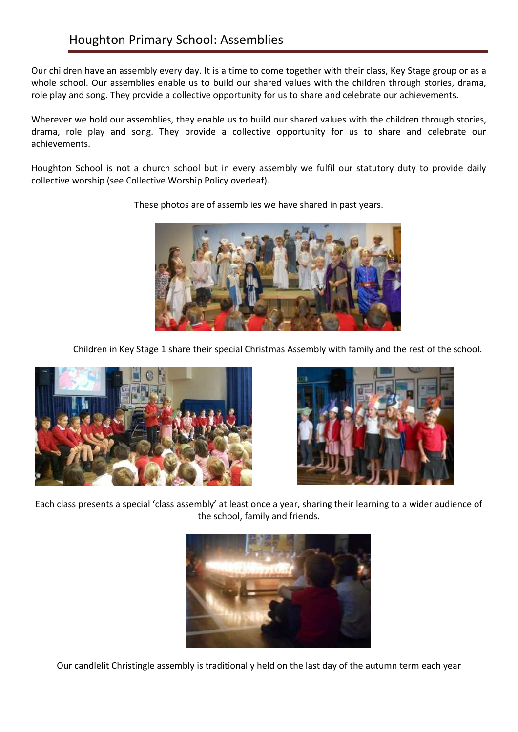# Houghton Primary School: Assemblies

Our children have an assembly every day. It is a time to come together with their class, Key Stage group or as a whole school. Our assemblies enable us to build our shared values with the children through stories, drama, role play and song. They provide a collective opportunity for us to share and celebrate our achievements.

Wherever we hold our assemblies, they enable us to build our shared values with the children through stories, drama, role play and song. They provide a collective opportunity for us to share and celebrate our achievements.

Houghton School is not a church school but in every assembly we fulfil our statutory duty to provide daily collective worship (see Collective Worship Policy overleaf).

These photos are of assemblies we have shared in past years.

Children in Key Stage 1 share their special Christmas Assembly with family and the rest of the school.

Each class presents a special 'class assembly' at least once a year, sharing their learning to a wider audience of the school, family and friends.

Our candlelit Christingle assembly is traditionally held on the last day of the autumn term each year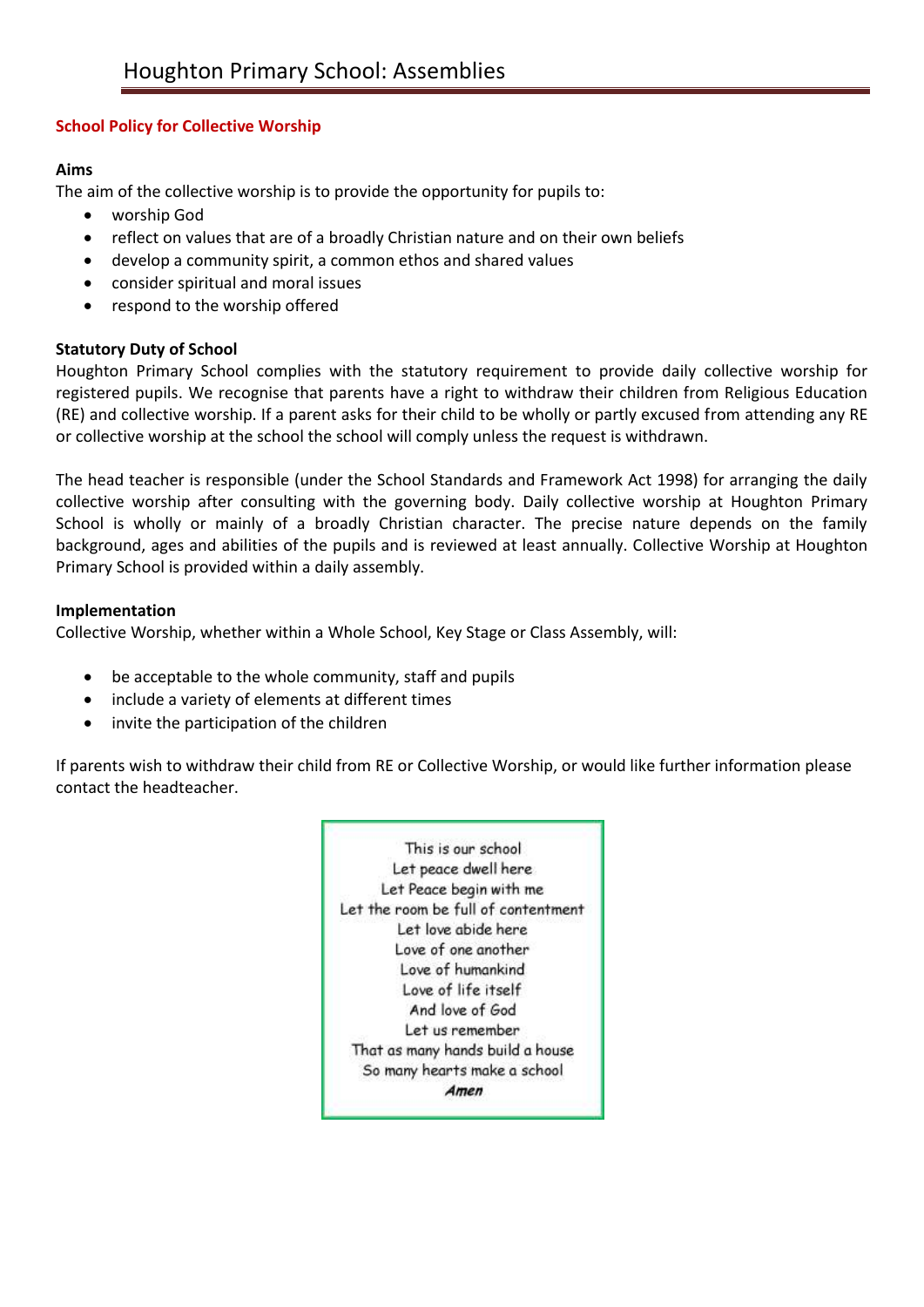# Houghton Primary School: Assemblies

## School Policy for Collective Worship

### Aims

The aim of the collective worship is to provide the opportunity for pupils to:

- worship God
- reflect on values that are of a broadly Christian nature and on their own beliefs
- develop a community spirit, a common ethos and shared values
- consider spiritual and moral issues
- respond to the worship offered

### Statutory Duty of School

Houghton Primary School complies with the statutory requirement to provide daily collective worship for registered pupils. We recognise that parents have a right to withdraw their children from Religious Education (RE) and collective worship. If a parent asks for their child to be wholly or partly excused from attending any RE or collective worship at the school the school will comply unless the request is withdrawn.

The head teacher is responsible (under the School Standards and Framework Act 1998) for arranging the daily collective worship after consulting with the governing body. Daily collective worship at Houghton Primary School is wholly or mainly of a broadly Christian character. The precise nature depends on the family background, ages and abilities of the pupils and is reviewed at least annually. Collective Worship at Houghton Primary School is provided within a daily assembly.

### Implementation

Collective Worship, whether within a Whole School, Key Stage or Class Assembly, will:

- be acceptable to the whole community, staff and pupils
- include a variety of elements at different times
- invite the participation of the children

If parents wish to withdraw their child from RE or Collective Worship, or would like further information please contact the headteacher.

This is our school  
Let peace dwell here  
Let Peace begin with me  
Let the room be full of contentment  
Let love abide here  
Love of one another  
Love of humankind  
Love of life itself  
And love of God  
Let us remember  
That as many hands build a house  
So many hearts make a school  
***Amen***